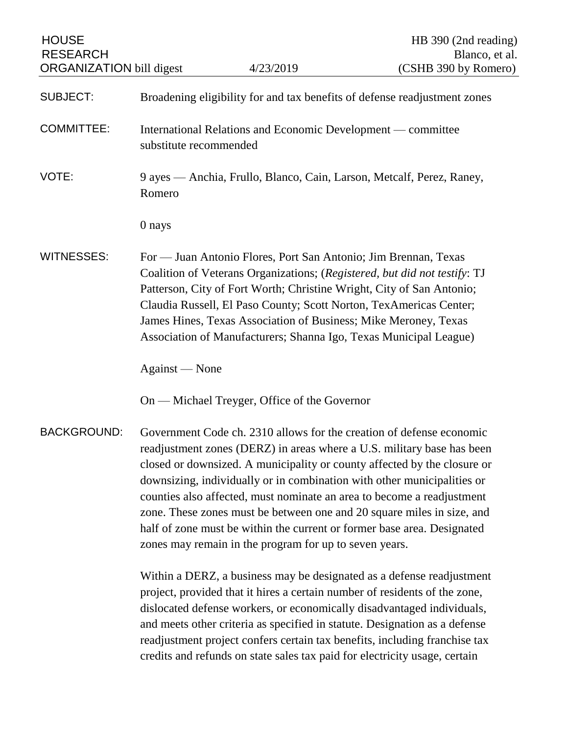HOUSE RESEARCH ORGANIZATION bill digest | 4/23/2019 | HB 390 (2nd reading) Blanco, et al. (CSHB 390 by Romero)

**SUBJECT:** Broadening eligibility for and tax benefits of defense readjustment zones

**COMMITTEE:** International Relations and Economic Development — committee substitute recommended

**VOTE:** 9 ayes — Anchia, Frullo, Blanco, Cain, Larson, Metcalf, Perez, Raney, Romero

0 nays

**WITNESSES:** For — Juan Antonio Flores, Port San Antonio; Jim Brennan, Texas Coalition of Veterans Organizations; (*Registered, but did not testify*: TJ Patterson, City of Fort Worth; Christine Wright, City of San Antonio; Claudia Russell, El Paso County; Scott Norton, TexAmericas Center; James Hines, Texas Association of Business; Mike Meroney, Texas Association of Manufacturers; Shanna Igo, Texas Municipal League)

Against — None

On — Michael Treyger, Office of the Governor

**BACKGROUND:** Government Code ch. 2310 allows for the creation of defense economic readjustment zones (DERZ) in areas where a U.S. military base has been closed or downsized. A municipality or county affected by the closure or downsizing, individually or in combination with other municipalities or counties also affected, must nominate an area to become a readjustment zone. These zones must be between one and 20 square miles in size, and half of zone must be within the current or former base area. Designated zones may remain in the program for up to seven years.

Within a DERZ, a business may be designated as a defense readjustment project, provided that it hires a certain number of residents of the zone, dislocated defense workers, or economically disadvantaged individuals, and meets other criteria as specified in statute. Designation as a defense readjustment project confers certain tax benefits, including franchise tax credits and refunds on state sales tax paid for electricity usage, certain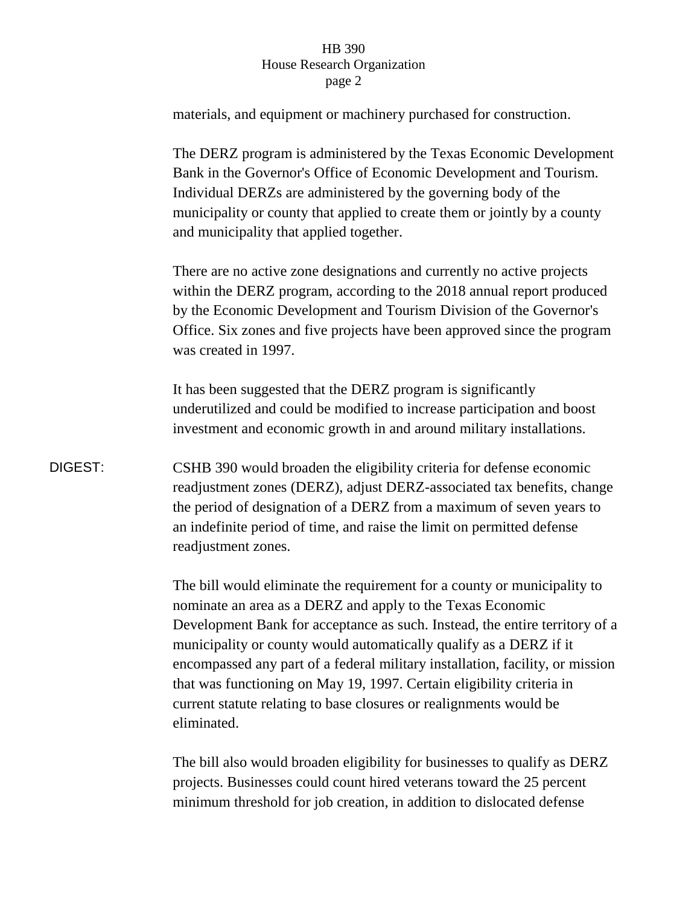materials, and equipment or machinery purchased for construction.

The DERZ program is administered by the Texas Economic Development Bank in the Governor's Office of Economic Development and Tourism. Individual DERZs are administered by the governing body of the municipality or county that applied to create them or jointly by a county and municipality that applied together.

There are no active zone designations and currently no active projects within the DERZ program, according to the 2018 annual report produced by the Economic Development and Tourism Division of the Governor's Office. Six zones and five projects have been approved since the program was created in 1997.

It has been suggested that the DERZ program is significantly underutilized and could be modified to increase participation and boost investment and economic growth in and around military installations.

DIGEST: CSHB 390 would broaden the eligibility criteria for defense economic readjustment zones (DERZ), adjust DERZ-associated tax benefits, change the period of designation of a DERZ from a maximum of seven years to an indefinite period of time, and raise the limit on permitted defense readjustment zones.

The bill would eliminate the requirement for a county or municipality to nominate an area as a DERZ and apply to the Texas Economic Development Bank for acceptance as such. Instead, the entire territory of a municipality or county would automatically qualify as a DERZ if it encompassed any part of a federal military installation, facility, or mission that was functioning on May 19, 1997. Certain eligibility criteria in current statute relating to base closures or realignments would be eliminated.

The bill also would broaden eligibility for businesses to qualify as DERZ projects. Businesses could count hired veterans toward the 25 percent minimum threshold for job creation, in addition to dislocated defense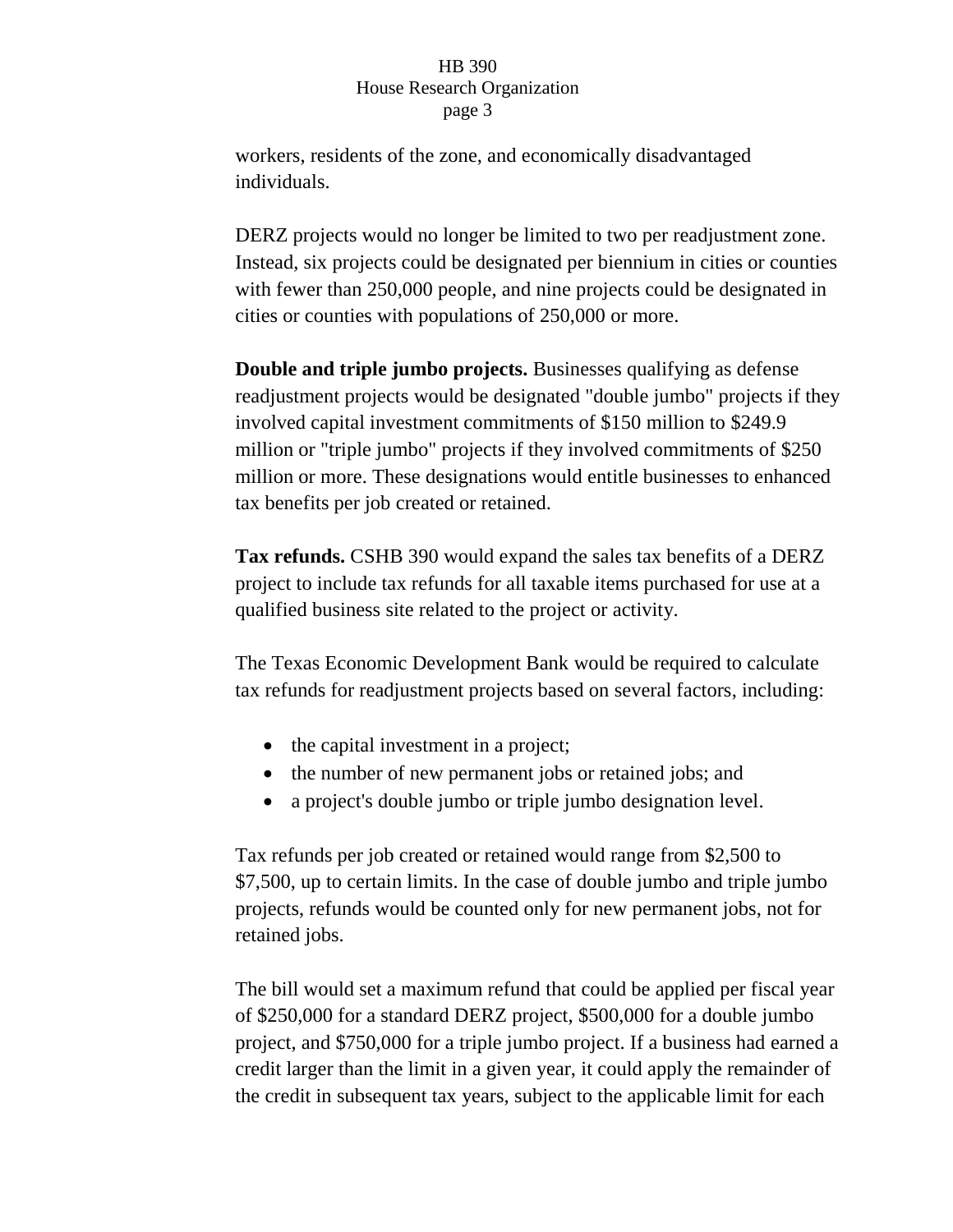workers, residents of the zone, and economically disadvantaged individuals.

DERZ projects would no longer be limited to two per readjustment zone. Instead, six projects could be designated per biennium in cities or counties with fewer than 250,000 people, and nine projects could be designated in cities or counties with populations of 250,000 or more.

**Double and triple jumbo projects.** Businesses qualifying as defense readjustment projects would be designated "double jumbo" projects if they involved capital investment commitments of $150 million to $249.9 million or "triple jumbo" projects if they involved commitments of $250 million or more. These designations would entitle businesses to enhanced tax benefits per job created or retained.

**Tax refunds.** CSHB 390 would expand the sales tax benefits of a DERZ project to include tax refunds for all taxable items purchased for use at a qualified business site related to the project or activity.

The Texas Economic Development Bank would be required to calculate tax refunds for readjustment projects based on several factors, including:

- the capital investment in a project;
- the number of new permanent jobs or retained jobs; and
- a project's double jumbo or triple jumbo designation level.

Tax refunds per job created or retained would range from $2,500 to $7,500, up to certain limits. In the case of double jumbo and triple jumbo projects, refunds would be counted only for new permanent jobs, not for retained jobs.

The bill would set a maximum refund that could be applied per fiscal year of $250,000 for a standard DERZ project, $500,000 for a double jumbo project, and $750,000 for a triple jumbo project. If a business had earned a credit larger than the limit in a given year, it could apply the remainder of the credit in subsequent tax years, subject to the applicable limit for each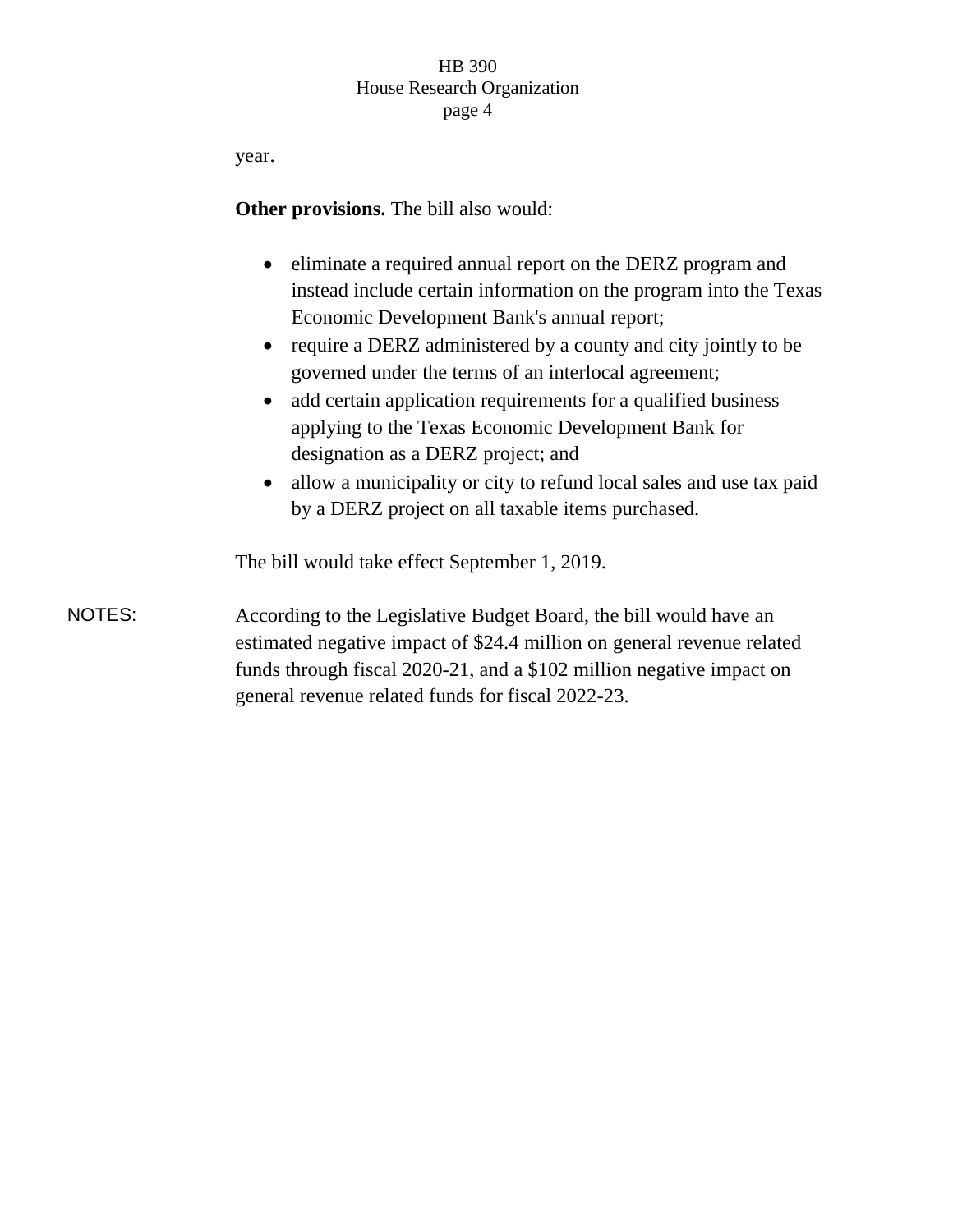year.

**Other provisions.** The bill also would:

- eliminate a required annual report on the DERZ program and instead include certain information on the program into the Texas Economic Development Bank's annual report;
- require a DERZ administered by a county and city jointly to be governed under the terms of an interlocal agreement;
- add certain application requirements for a qualified business applying to the Texas Economic Development Bank for designation as a DERZ project; and
- allow a municipality or city to refund local sales and use tax paid by a DERZ project on all taxable items purchased.

The bill would take effect September 1, 2019.

NOTES: According to the Legislative Budget Board, the bill would have an estimated negative impact of $24.4 million on general revenue related funds through fiscal 2020-21, and a $102 million negative impact on general revenue related funds for fiscal 2022-23.